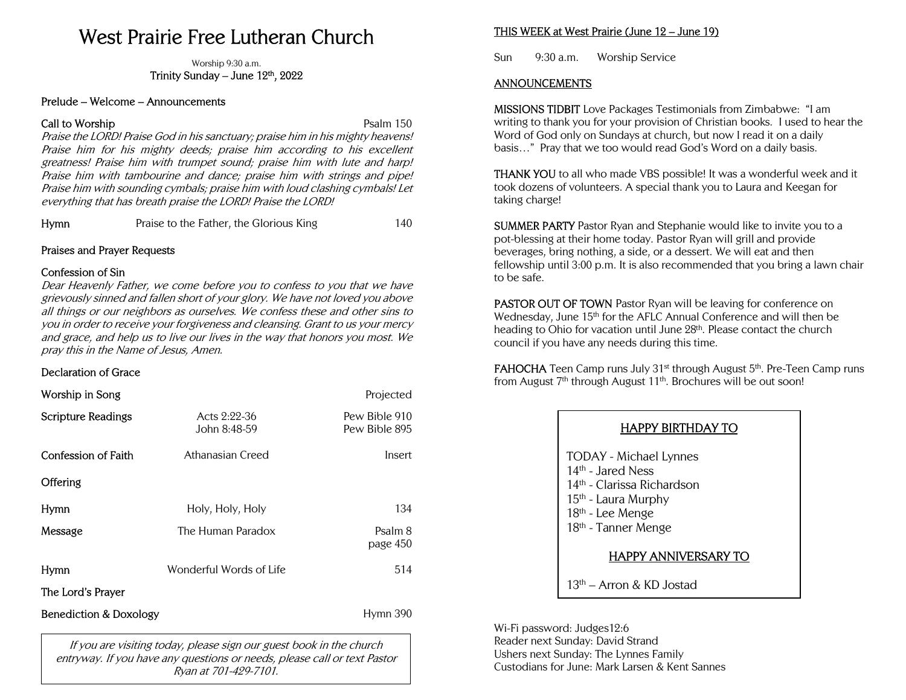# West Prairie Free Lutheran Church

Worship 9:30 a.m.
Trinity Sunday – June 12th, 2022

Prelude – Welcome – Announcements

Call to Worship — Psalm 150

*Praise the LORD! Praise God in his sanctuary; praise him in his mighty heavens! Praise him for his mighty deeds; praise him according to his excellent greatness! Praise him with trumpet sound; praise him with lute and harp! Praise him with tambourine and dance; praise him with strings and pipe! Praise him with sounding cymbals; praise him with loud clashing cymbals! Let everything that has breath praise the LORD! Praise the LORD!*

Hymn — Praise to the Father, the Glorious King — 140

Praises and Prayer Requests

Confession of Sin

*Dear Heavenly Father, we come before you to confess to you that we have grievously sinned and fallen short of your glory. We have not loved you above all things or our neighbors as ourselves. We confess these and other sins to you in order to receive your forgiveness and cleansing. Grant to us your mercy and grace, and help us to live our lives in the way that honors you most. We pray this in the Name of Jesus, Amen.*

Declaration of Grace

| | | |
|---|---|---|
| Worship in Song | | Projected |
| Scripture Readings | Acts 2:22-36<br>John 8:48-59 | Pew Bible 910<br>Pew Bible 895 |
| Confession of Faith | Athanasian Creed | Insert |
| Offering | | |
| Hymn | Holy, Holy, Holy | 134 |
| Message | The Human Paradox | Psalm 8<br>page 450 |
| Hymn | Wonderful Words of Life | 514 |
| The Lord's Prayer | | |
| Benediction & Doxology | | Hymn 390 |

*If you are visiting today, please sign our guest book in the church entryway. If you have any questions or needs, please call or text Pastor Ryan at 701-429-7101.*

## THIS WEEK at West Prairie (June 12 – June 19)

Sun 9:30 a.m. Worship Service

## ANNOUNCEMENTS

**MISSIONS TIDBIT** Love Packages Testimonials from Zimbabwe: "I am writing to thank you for your provision of Christian books. I used to hear the Word of God only on Sundays at church, but now I read it on a daily basis…" Pray that we too would read God's Word on a daily basis.

**THANK YOU** to all who made VBS possible! It was a wonderful week and it took dozens of volunteers. A special thank you to Laura and Keegan for taking charge!

**SUMMER PARTY** Pastor Ryan and Stephanie would like to invite you to a pot-blessing at their home today. Pastor Ryan will grill and provide beverages, bring nothing, a side, or a dessert. We will eat and then fellowship until 3:00 p.m. It is also recommended that you bring a lawn chair to be safe.

**PASTOR OUT OF TOWN** Pastor Ryan will be leaving for conference on Wednesday, June 15th for the AFLC Annual Conference and will then be heading to Ohio for vacation until June 28th. Please contact the church council if you have any needs during this time.

**FAHOCHA** Teen Camp runs July 31st through August 5th. Pre-Teen Camp runs from August 7th through August 11th. Brochures will be out soon!

### HAPPY BIRTHDAY TO

TODAY - Michael Lynnes
14th - Jared Ness
14th - Clarissa Richardson
15th - Laura Murphy
18th - Lee Menge
18th - Tanner Menge

### HAPPY ANNIVERSARY TO

13th – Arron & KD Jostad

Wi-Fi password: Judges12:6
Reader next Sunday: David Strand
Ushers next Sunday: The Lynnes Family
Custodians for June: Mark Larsen & Kent Sannes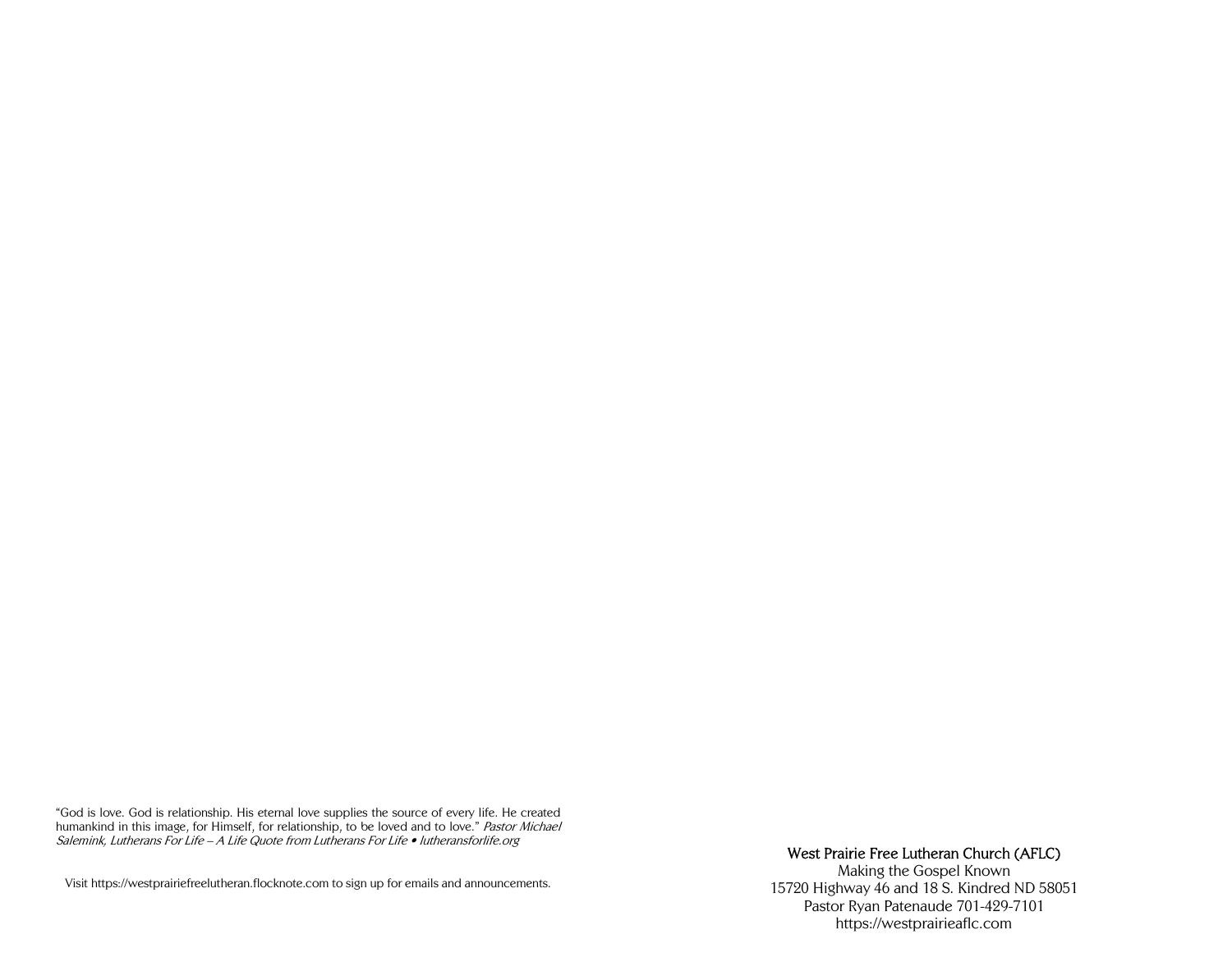"God is love. God is relationship. His eternal love supplies the source of every life. He created humankind in this image, for Himself, for relationship, to be loved and to love." *Pastor Michael Salemink, Lutherans For Life – A Life Quote from Lutherans For Life • lutheransforlife.org*

Visit https://westprairiefreelutheran.flocknote.com to sign up for emails and announcements.

West Prairie Free Lutheran Church (AFLC)
Making the Gospel Known
15720 Highway 46 and 18 S. Kindred ND 58051
Pastor Ryan Patenaude 701-429-7101
https://westprairieaflc.com